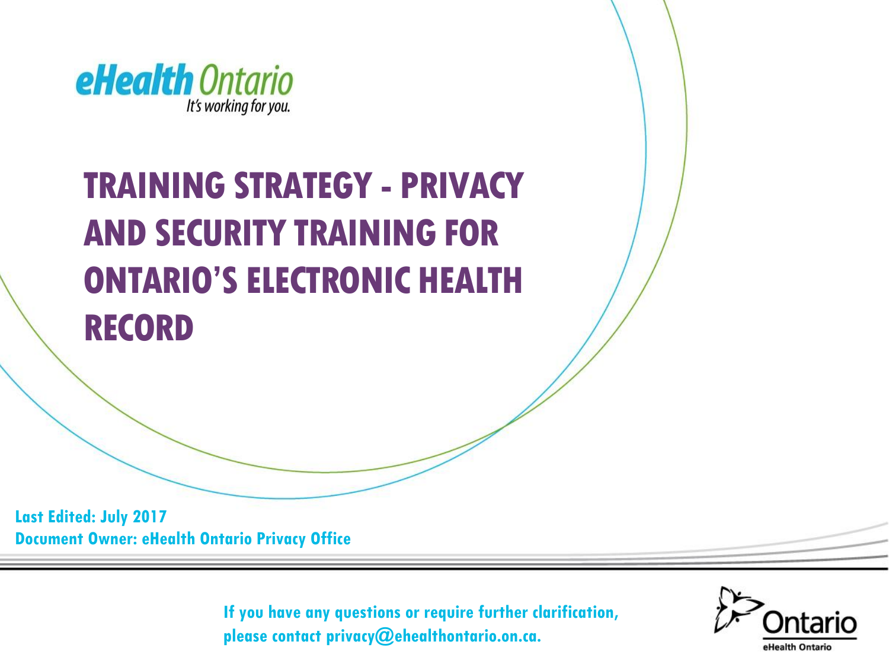eHealth Ontario
It's working for you.

# TRAINING STRATEGY - PRIVACY AND SECURITY TRAINING FOR ONTARIO'S ELECTRONIC HEALTH RECORD

**Last Edited: July 2017**
**Document Owner: eHealth Ontario Privacy Office**

**If you have any questions or require further clarification, please contact privacy@ehealthontario.on.ca.**

Ontario
eHealth Ontario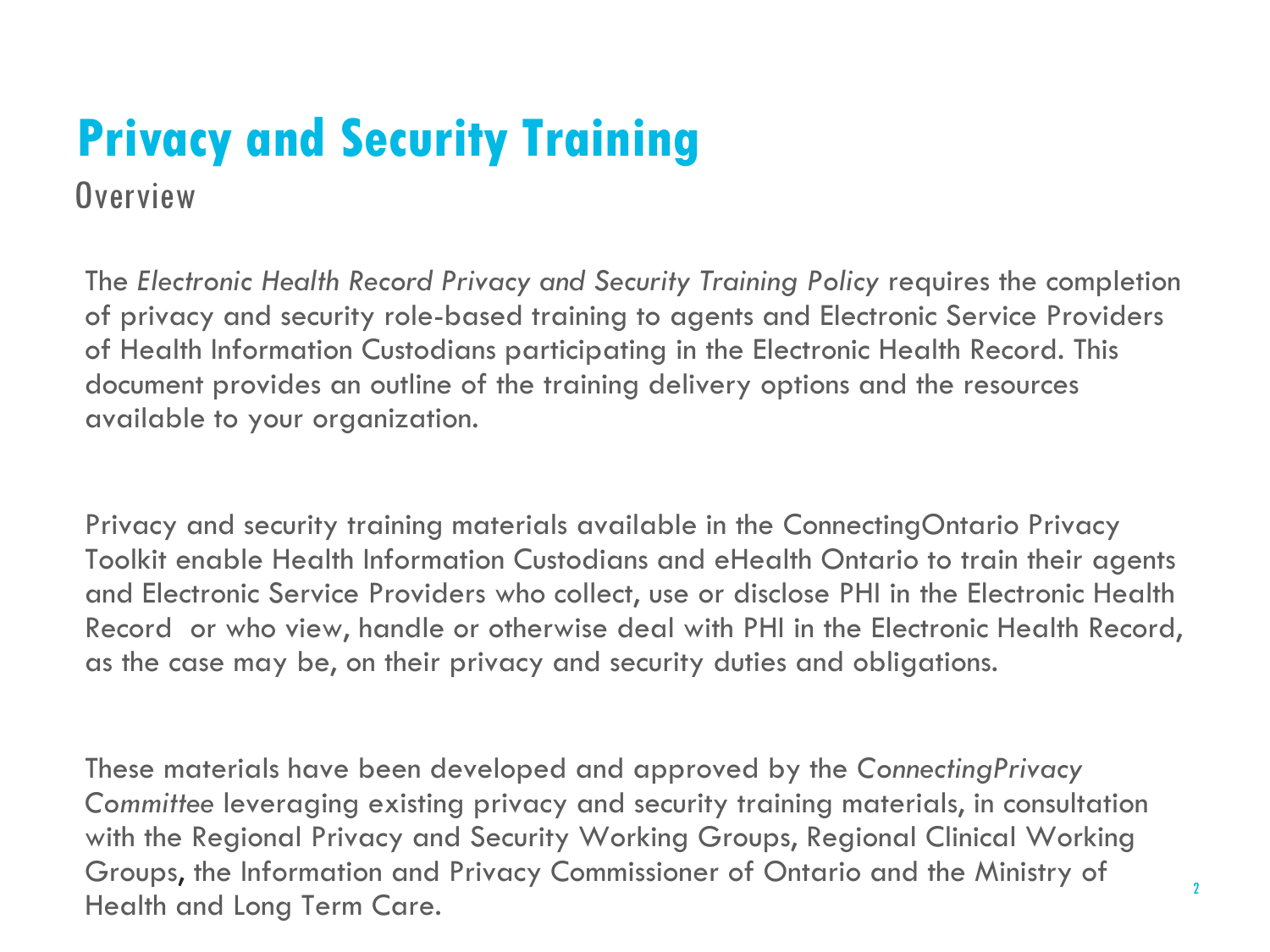# Privacy and Security Training

## Overview

The *Electronic Health Record Privacy and Security Training Policy* requires the completion of privacy and security role-based training to agents and Electronic Service Providers of Health Information Custodians participating in the Electronic Health Record. This document provides an outline of the training delivery options and the resources available to your organization.

Privacy and security training materials available in the ConnectingOntario Privacy Toolkit enable Health Information Custodians and eHealth Ontario to train their agents and Electronic Service Providers who collect, use or disclose PHI in the Electronic Health Record or who view, handle or otherwise deal with PHI in the Electronic Health Record, as the case may be, on their privacy and security duties and obligations.

These materials have been developed and approved by the *ConnectingPrivacy Committee* leveraging existing privacy and security training materials, in consultation with the Regional Privacy and Security Working Groups, Regional Clinical Working Groups, the Information and Privacy Commissioner of Ontario and the Ministry of Health and Long Term Care.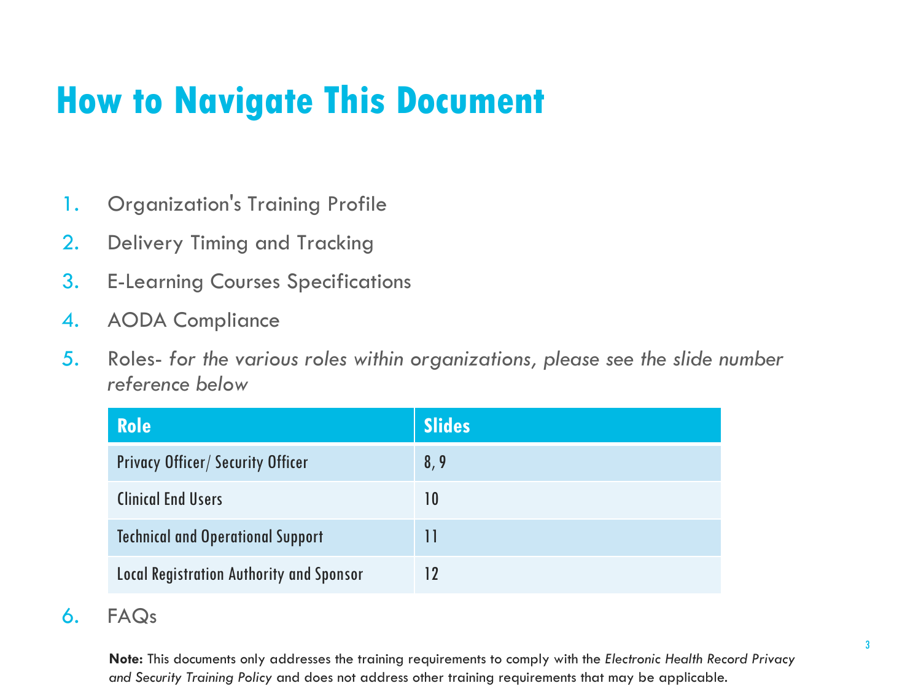# How to Navigate This Document

1. Organization's Training Profile
2. Delivery Timing and Tracking
3. E-Learning Courses Specifications
4. AODA Compliance
5. Roles- *for the various roles within organizations, please see the slide number reference below*

| Role | Slides |
|---|---|
| Privacy Officer/ Security Officer | 8, 9 |
| Clinical End Users | 10 |
| Technical and Operational Support | 11 |
| Local Registration Authority and Sponsor | 12 |

6. FAQs

**Note:** This documents only addresses the training requirements to comply with the *Electronic Health Record Privacy and Security Training Policy* and does not address other training requirements that may be applicable.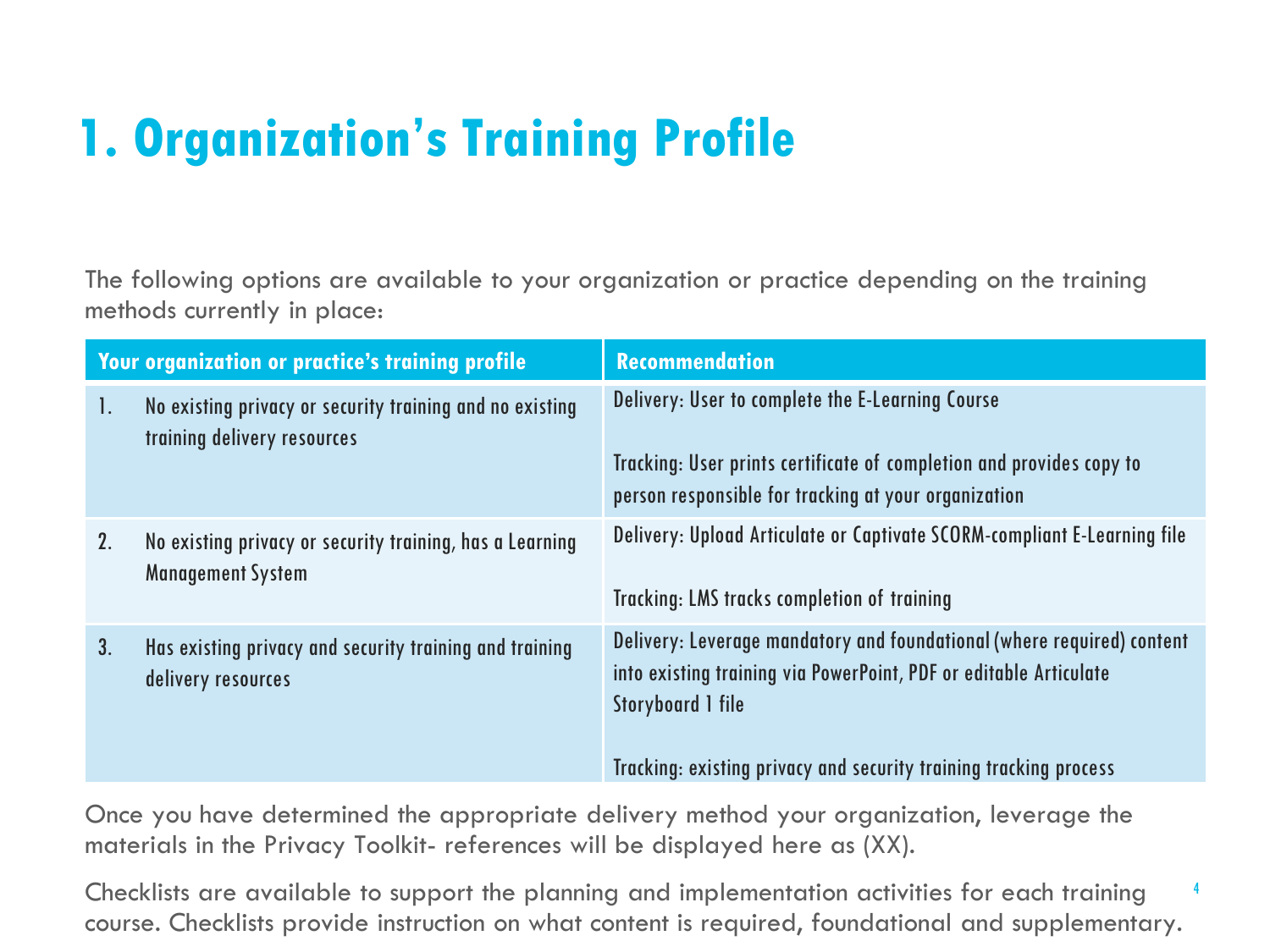# 1. Organization's Training Profile

The following options are available to your organization or practice depending on the training methods currently in place:

| Your organization or practice's training profile | Recommendation |
|---|---|
| 1. No existing privacy or security training and no existing training delivery resources | Delivery: User to complete the E-Learning Course<br><br>Tracking: User prints certificate of completion and provides copy to person responsible for tracking at your organization |
| 2. No existing privacy or security training, has a Learning Management System | Delivery: Upload Articulate or Captivate SCORM-compliant E-Learning file<br><br>Tracking: LMS tracks completion of training |
| 3. Has existing privacy and security training and training delivery resources | Delivery: Leverage mandatory and foundational (where required) content into existing training via PowerPoint, PDF or editable Articulate Storyboard 1 file<br><br>Tracking: existing privacy and security training tracking process |

Once you have determined the appropriate delivery method your organization, leverage the materials in the Privacy Toolkit- references will be displayed here as (XX).

Checklists are available to support the planning and implementation activities for each training course. Checklists provide instruction on what content is required, foundational and supplementary.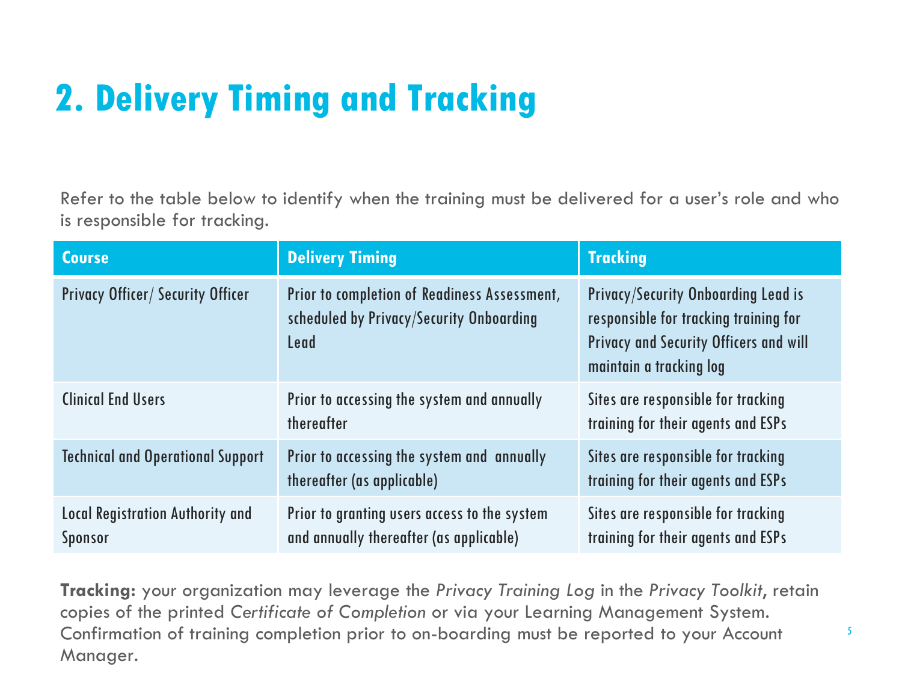# 2. Delivery Timing and Tracking

Refer to the table below to identify when the training must be delivered for a user's role and who is responsible for tracking.

| Course | Delivery Timing | Tracking |
| --- | --- | --- |
| Privacy Officer/ Security Officer | Prior to completion of Readiness Assessment, scheduled by Privacy/Security Onboarding Lead | Privacy/Security Onboarding Lead is responsible for tracking training for Privacy and Security Officers and will maintain a tracking log |
| Clinical End Users | Prior to accessing the system and annually thereafter | Sites are responsible for tracking training for their agents and ESPs |
| Technical and Operational Support | Prior to accessing the system and annually thereafter (as applicable) | Sites are responsible for tracking training for their agents and ESPs |
| Local Registration Authority and Sponsor | Prior to granting users access to the system and annually thereafter (as applicable) | Sites are responsible for tracking training for their agents and ESPs |

**Tracking:** your organization may leverage the *Privacy Training Log* in the *Privacy Toolkit*, retain copies of the printed *Certificate of Completion* or via your Learning Management System. Confirmation of training completion prior to on-boarding must be reported to your Account Manager.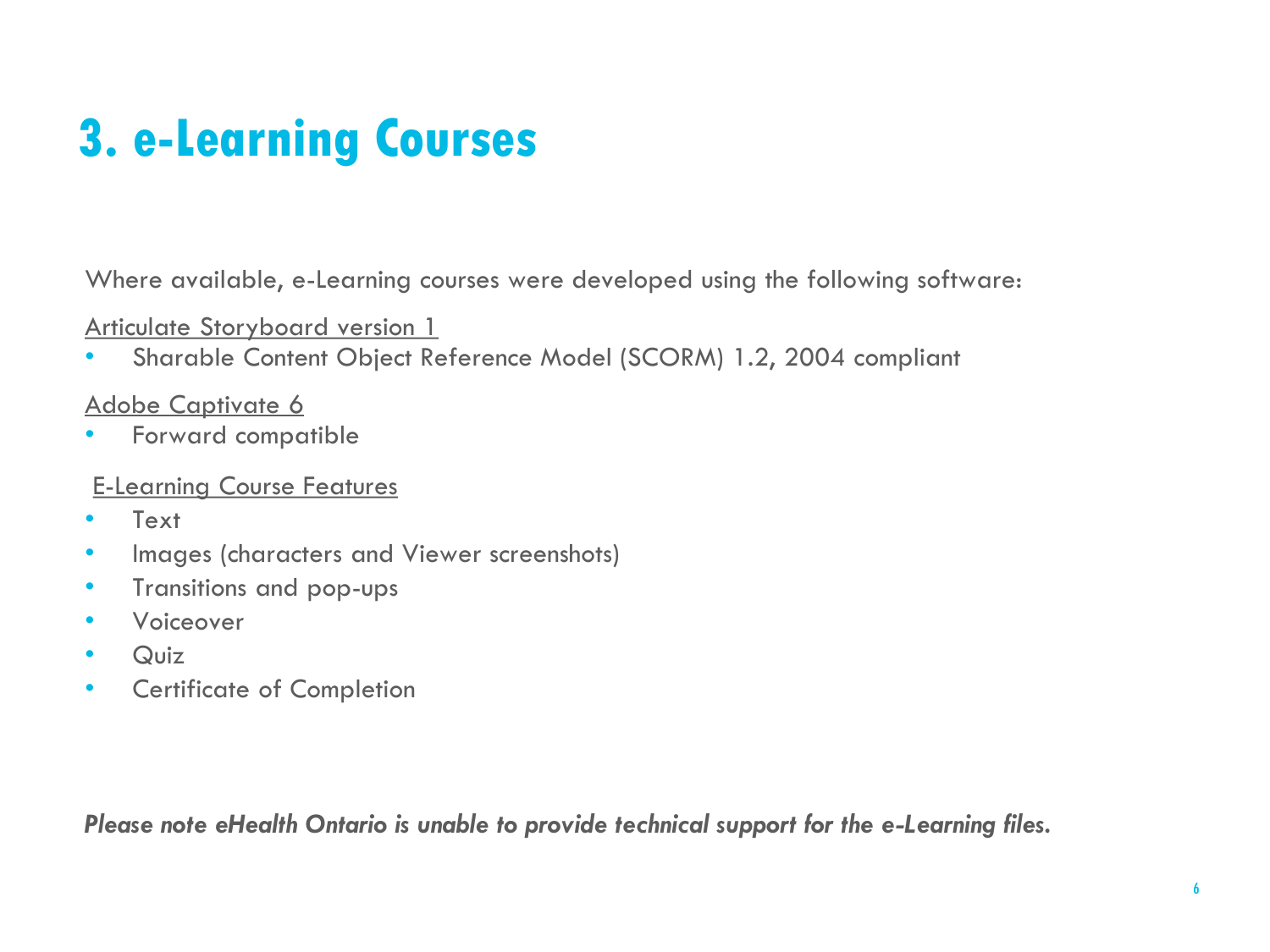# 3. e-Learning Courses

Where available, e-Learning courses were developed using the following software:

Articulate Storyboard version 1

- Sharable Content Object Reference Model (SCORM) 1.2, 2004 compliant

Adobe Captivate 6

- Forward compatible

E-Learning Course Features

- Text
- Images (characters and Viewer screenshots)
- Transitions and pop-ups
- Voiceover
- Quiz
- Certificate of Completion

***Please note eHealth Ontario is unable to provide technical support for the e-Learning files.***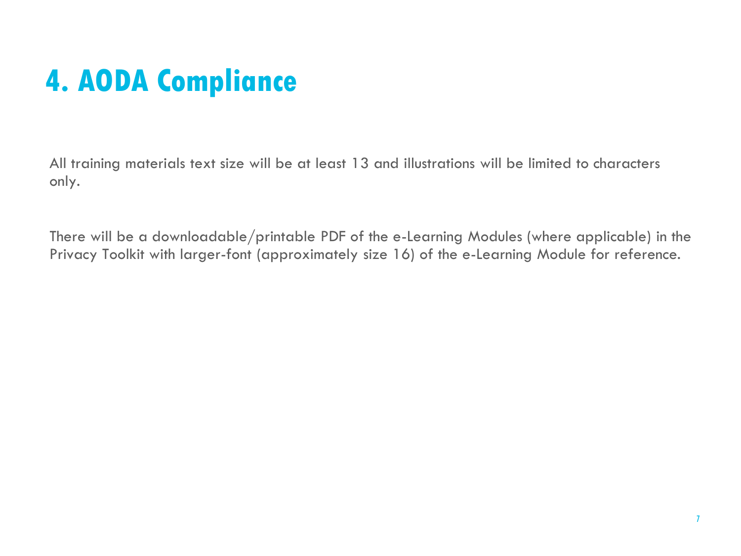# 4. AODA Compliance

All training materials text size will be at least 13 and illustrations will be limited to characters only.

There will be a downloadable/printable PDF of the e-Learning Modules (where applicable) in the Privacy Toolkit with larger-font (approximately size 16) of the e-Learning Module for reference.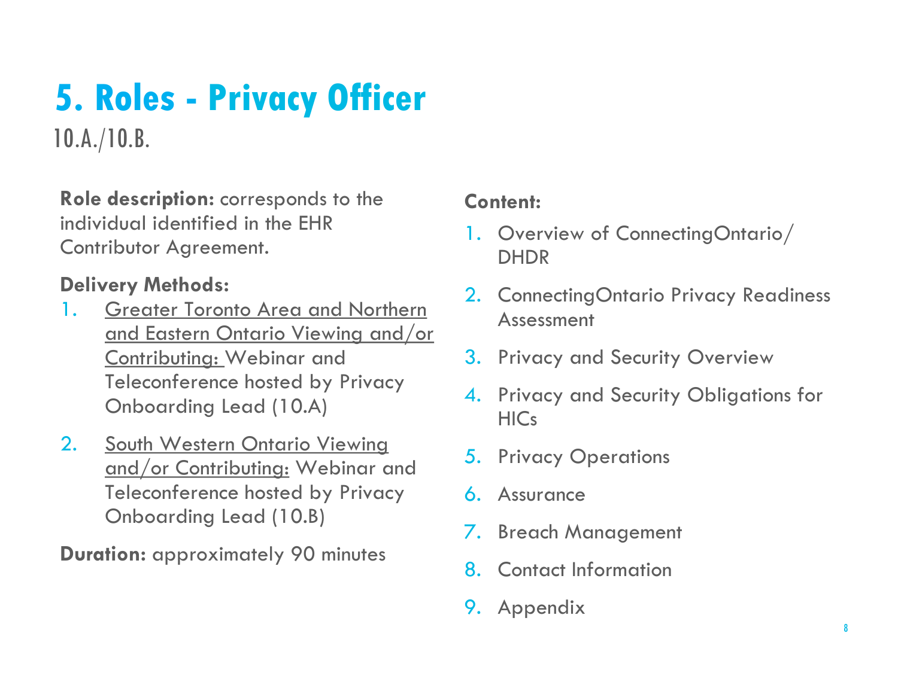# 5. Roles - Privacy Officer

10.A./10.B.

**Role description:** corresponds to the individual identified in the EHR Contributor Agreement.

**Delivery Methods:**

1. Greater Toronto Area and Northern and Eastern Ontario Viewing and/or Contributing: Webinar and Teleconference hosted by Privacy Onboarding Lead (10.A)
2. South Western Ontario Viewing and/or Contributing: Webinar and Teleconference hosted by Privacy Onboarding Lead (10.B)

**Duration:** approximately 90 minutes

**Content:**

1. Overview of ConnectingOntario/ DHDR
2. ConnectingOntario Privacy Readiness Assessment
3. Privacy and Security Overview
4. Privacy and Security Obligations for HICs
5. Privacy Operations
6. Assurance
7. Breach Management
8. Contact Information
9. Appendix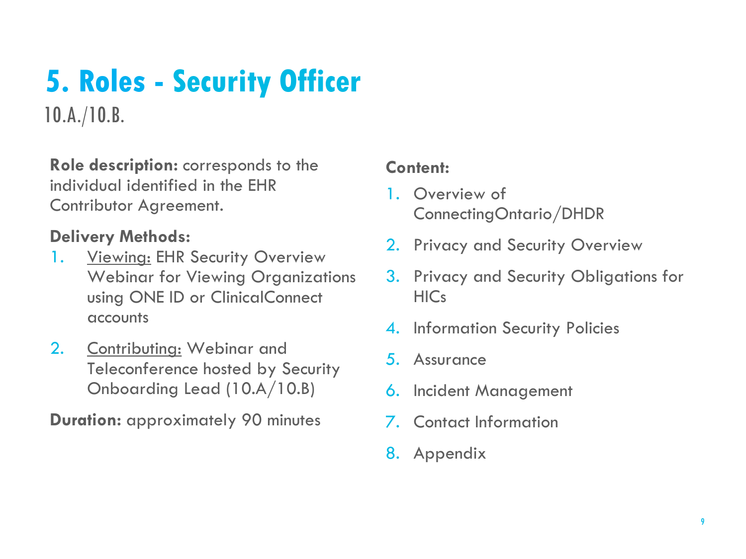# 5. Roles - Security Officer

10.A./10.B.

**Role description:** corresponds to the individual identified in the EHR Contributor Agreement.

**Delivery Methods:**

1. Viewing: EHR Security Overview Webinar for Viewing Organizations using ONE ID or ClinicalConnect accounts
2. Contributing: Webinar and Teleconference hosted by Security Onboarding Lead (10.A/10.B)

**Duration:** approximately 90 minutes

**Content:**

1. Overview of ConnectingOntario/DHDR
2. Privacy and Security Overview
3. Privacy and Security Obligations for HICs
4. Information Security Policies
5. Assurance
6. Incident Management
7. Contact Information
8. Appendix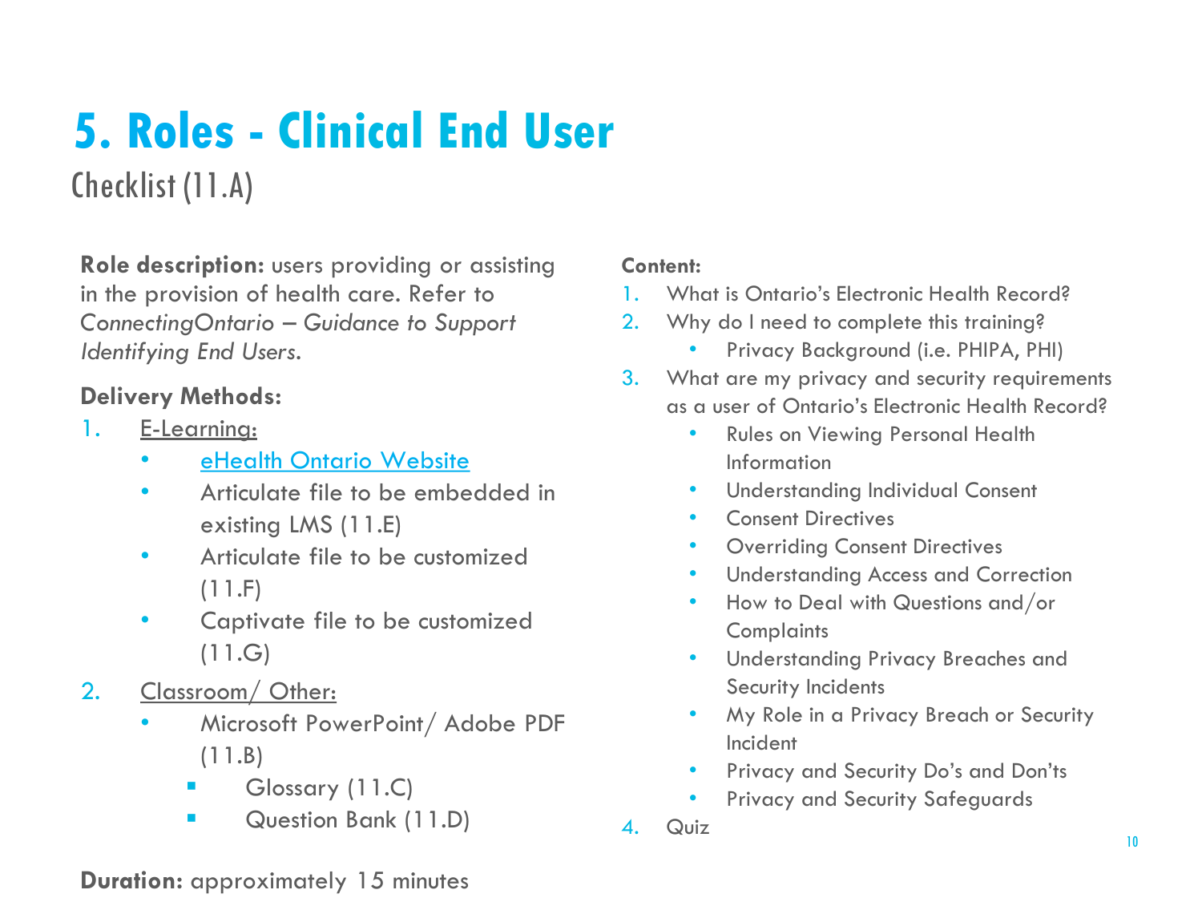# 5. Roles - Clinical End User

## Checklist (11.A)

**Role description:** users providing or assisting in the provision of health care. Refer to *ConnectingOntario – Guidance to Support Identifying End Users*.

**Delivery Methods:**

1. E-Learning:
   - eHealth Ontario Website
   - Articulate file to be embedded in existing LMS (11.E)
   - Articulate file to be customized (11.F)
   - Captivate file to be customized (11.G)
2. Classroom/ Other:
   - Microsoft PowerPoint/ Adobe PDF (11.B)
     - Glossary (11.C)
     - Question Bank (11.D)

**Duration:** approximately 15 minutes

**Content:**

1. What is Ontario's Electronic Health Record?
2. Why do I need to complete this training?
   - Privacy Background (i.e. PHIPA, PHI)
3. What are my privacy and security requirements as a user of Ontario's Electronic Health Record?
   - Rules on Viewing Personal Health Information
   - Understanding Individual Consent
   - Consent Directives
   - Overriding Consent Directives
   - Understanding Access and Correction
   - How to Deal with Questions and/or Complaints
   - Understanding Privacy Breaches and Security Incidents
   - My Role in a Privacy Breach or Security Incident
   - Privacy and Security Do's and Don'ts
   - Privacy and Security Safeguards
4. Quiz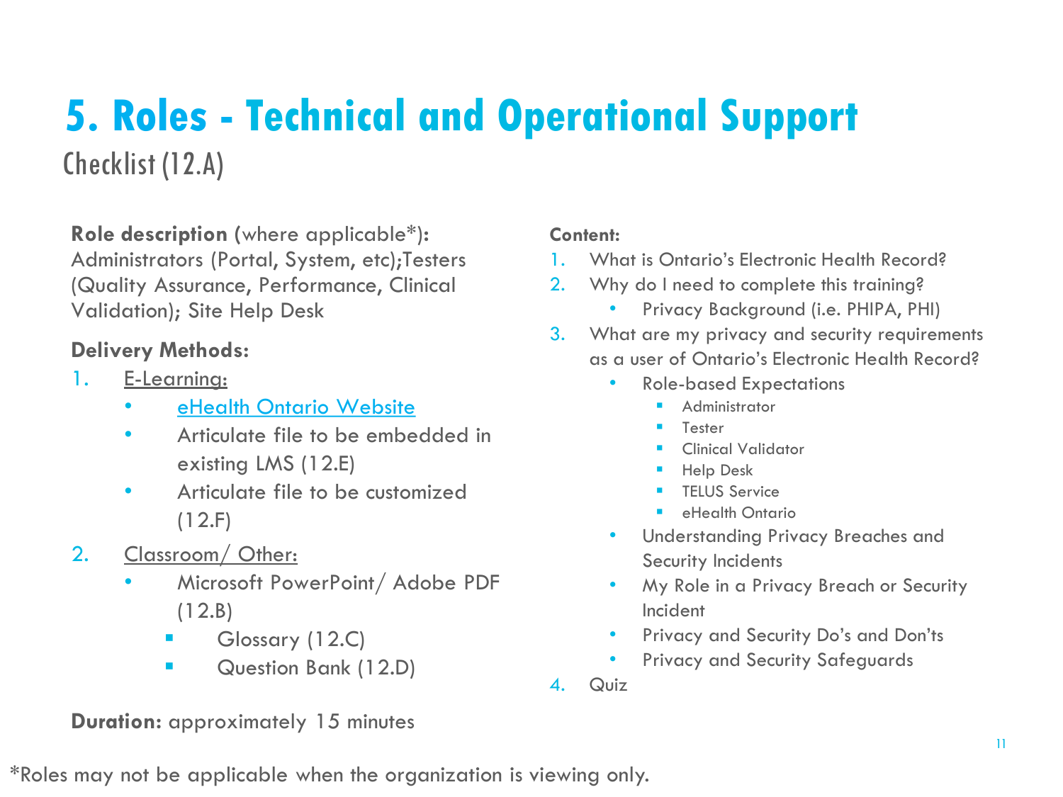# 5. Roles - Technical and Operational Support

## Checklist (12.A)

**Role description** (where applicable*)**:** Administrators (Portal, System, etc);Testers (Quality Assurance, Performance, Clinical Validation); Site Help Desk

**Delivery Methods:**

1. E-Learning:
   - eHealth Ontario Website
   - Articulate file to be embedded in existing LMS (12.E)
   - Articulate file to be customized (12.F)
2. Classroom/ Other:
   - Microsoft PowerPoint/ Adobe PDF (12.B)
     - Glossary (12.C)
     - Question Bank (12.D)

**Duration:** approximately 15 minutes

**Content:**

1. What is Ontario's Electronic Health Record?
2. Why do I need to complete this training?
   - Privacy Background (i.e. PHIPA, PHI)
3. What are my privacy and security requirements as a user of Ontario's Electronic Health Record?
   - Role-based Expectations
     - Administrator
     - Tester
     - Clinical Validator
     - Help Desk
     - TELUS Service
     - eHealth Ontario
   - Understanding Privacy Breaches and Security Incidents
   - My Role in a Privacy Breach or Security Incident
   - Privacy and Security Do's and Don'ts
   - Privacy and Security Safeguards
4. Quiz

*Roles may not be applicable when the organization is viewing only.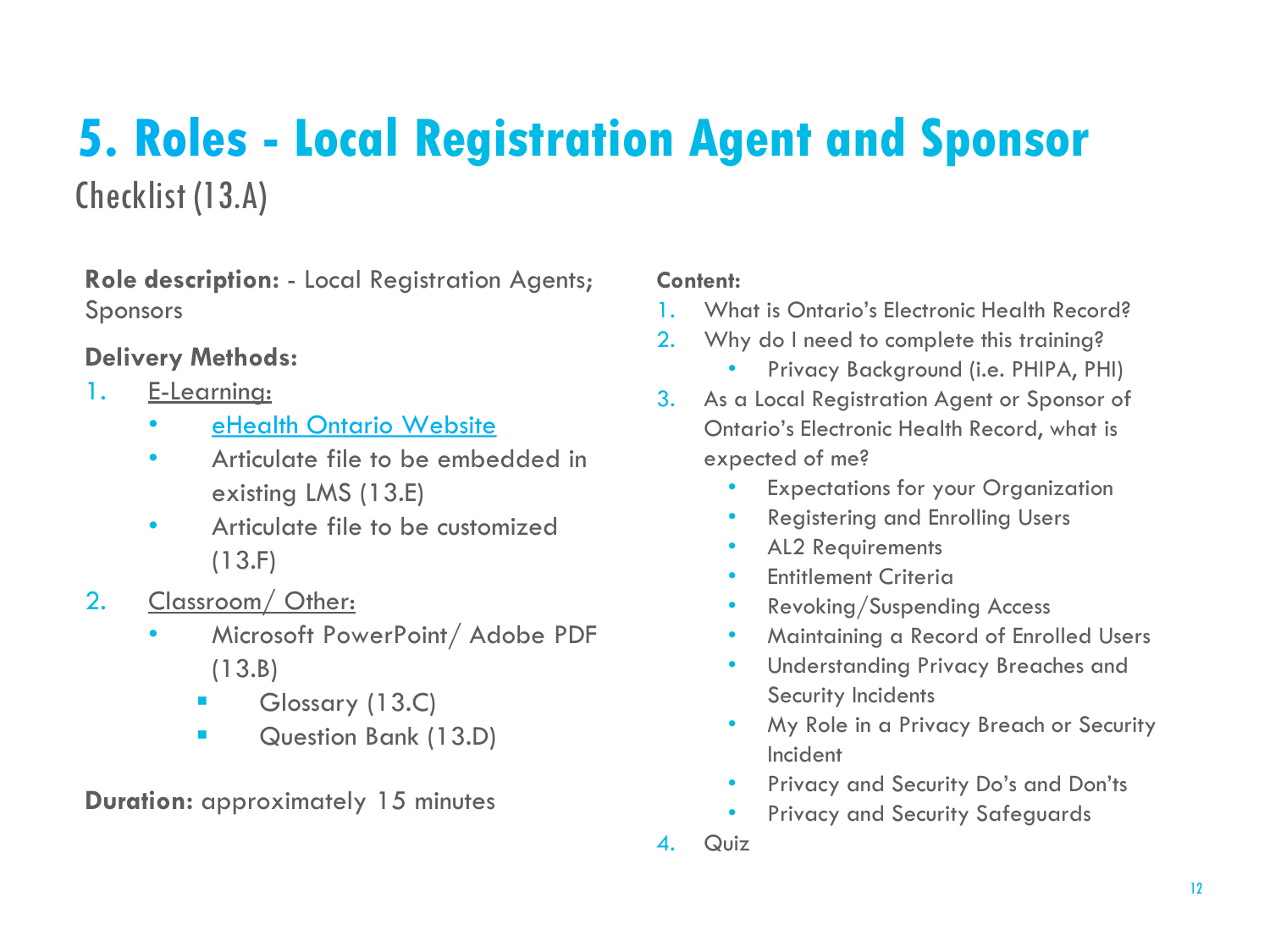# 5. Roles - Local Registration Agent and Sponsor

## Checklist (13.A)

**Role description:** - Local Registration Agents; Sponsors

**Delivery Methods:**

1. E-Learning:
   - eHealth Ontario Website
   - Articulate file to be embedded in existing LMS (13.E)
   - Articulate file to be customized (13.F)
2. Classroom/ Other:
   - Microsoft PowerPoint/ Adobe PDF (13.B)
     - Glossary (13.C)
     - Question Bank (13.D)

**Duration:** approximately 15 minutes

**Content:**

1. What is Ontario's Electronic Health Record?
2. Why do I need to complete this training?
   - Privacy Background (i.e. PHIPA, PHI)
3. As a Local Registration Agent or Sponsor of Ontario's Electronic Health Record, what is expected of me?
   - Expectations for your Organization
   - Registering and Enrolling Users
   - AL2 Requirements
   - Entitlement Criteria
   - Revoking/Suspending Access
   - Maintaining a Record of Enrolled Users
   - Understanding Privacy Breaches and Security Incidents
   - My Role in a Privacy Breach or Security Incident
   - Privacy and Security Do's and Don'ts
   - Privacy and Security Safeguards
4. Quiz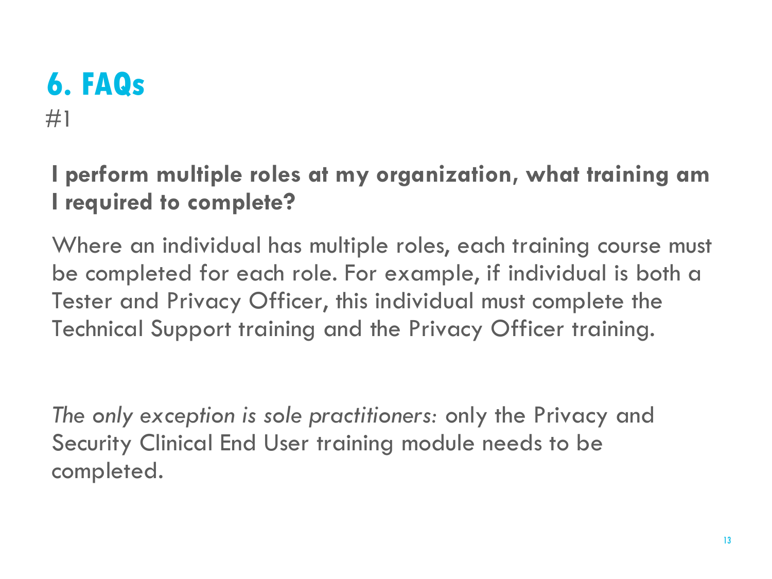# 6. FAQs

#1

**I perform multiple roles at my organization, what training am I required to complete?**

Where an individual has multiple roles, each training course must be completed for each role. For example, if individual is both a Tester and Privacy Officer, this individual must complete the Technical Support training and the Privacy Officer training.

*The only exception is sole practitioners:* only the Privacy and Security Clinical End User training module needs to be completed.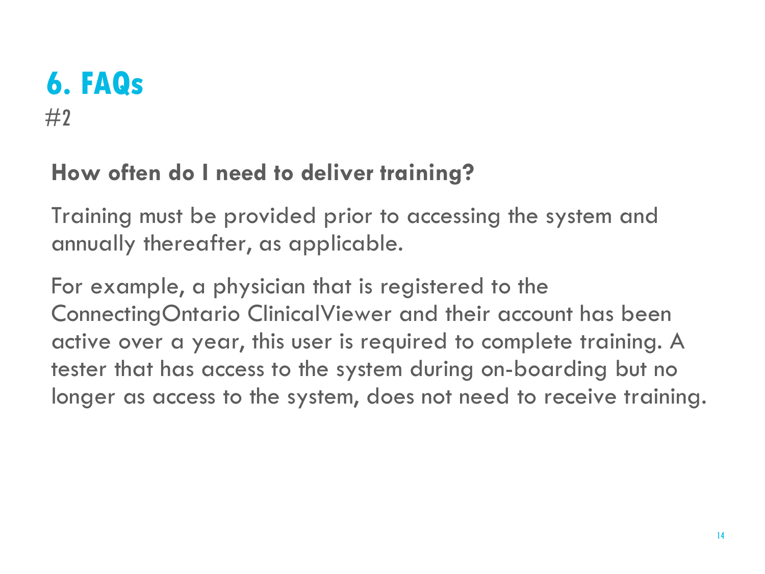# 6. FAQs

#2

**How often do I need to deliver training?**

Training must be provided prior to accessing the system and annually thereafter, as applicable.

For example, a physician that is registered to the ConnectingOntario ClinicalViewer and their account has been active over a year, this user is required to complete training. A tester that has access to the system during on-boarding but no longer as access to the system, does not need to receive training.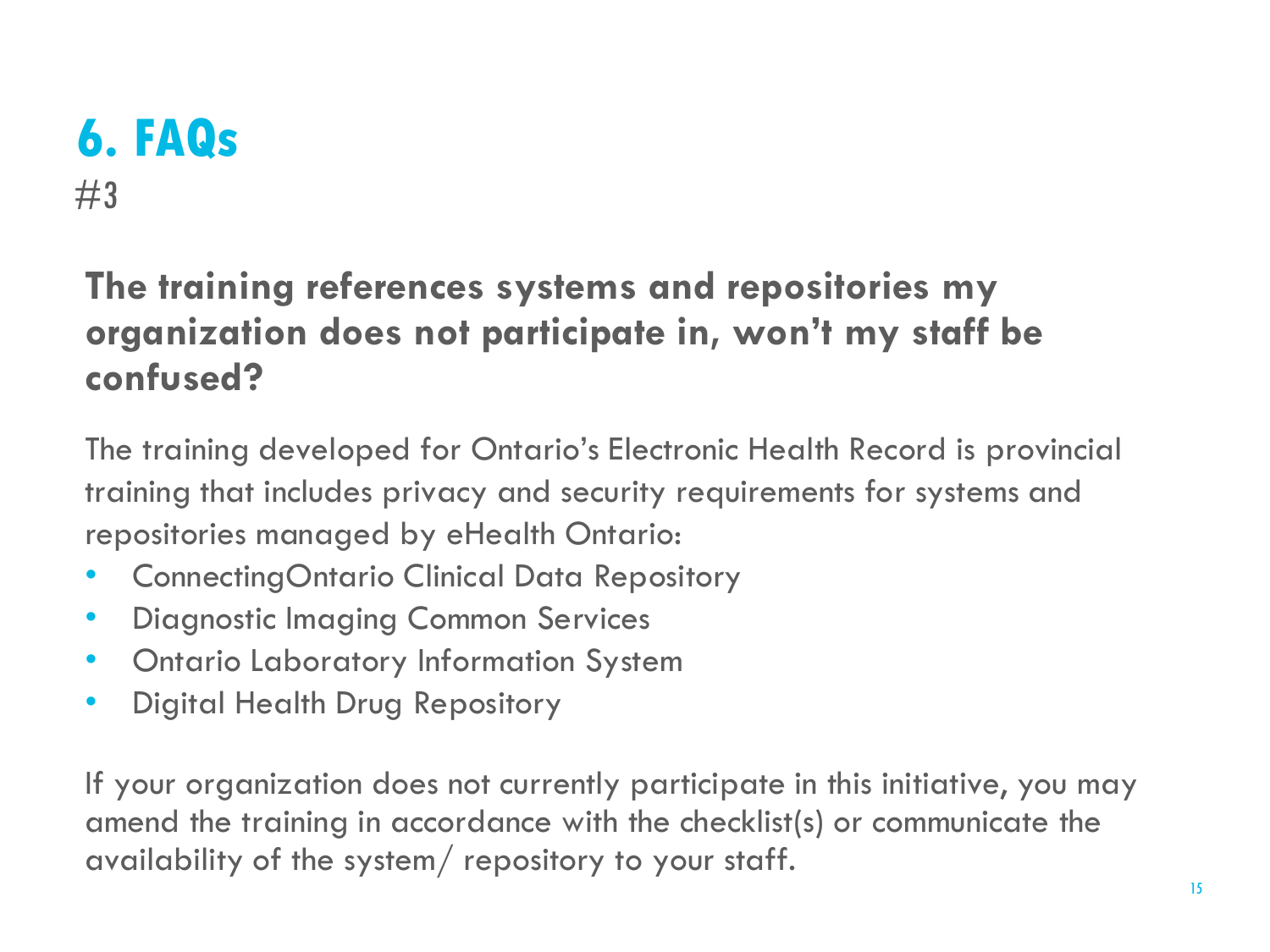# 6. FAQs

#3

## The training references systems and repositories my organization does not participate in, won’t my staff be confused?

The training developed for Ontario’s Electronic Health Record is provincial training that includes privacy and security requirements for systems and repositories managed by eHealth Ontario:

- ConnectingOntario Clinical Data Repository
- Diagnostic Imaging Common Services
- Ontario Laboratory Information System
- Digital Health Drug Repository

If your organization does not currently participate in this initiative, you may amend the training in accordance with the checklist(s) or communicate the availability of the system/ repository to your staff.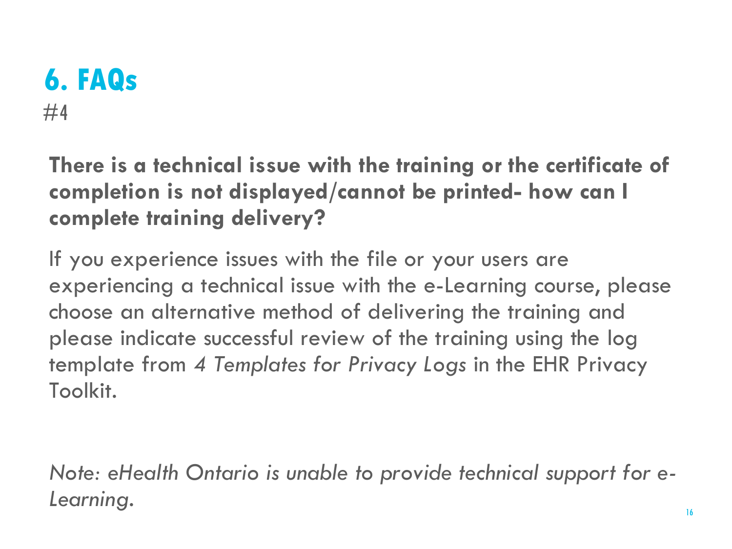# 6. FAQs

#4

**There is a technical issue with the training or the certificate of completion is not displayed/cannot be printed- how can I complete training delivery?**

If you experience issues with the file or your users are experiencing a technical issue with the e-Learning course, please choose an alternative method of delivering the training and please indicate successful review of the training using the log template from *4 Templates for Privacy Logs* in the EHR Privacy Toolkit.

*Note: eHealth Ontario is unable to provide technical support for e-Learning.*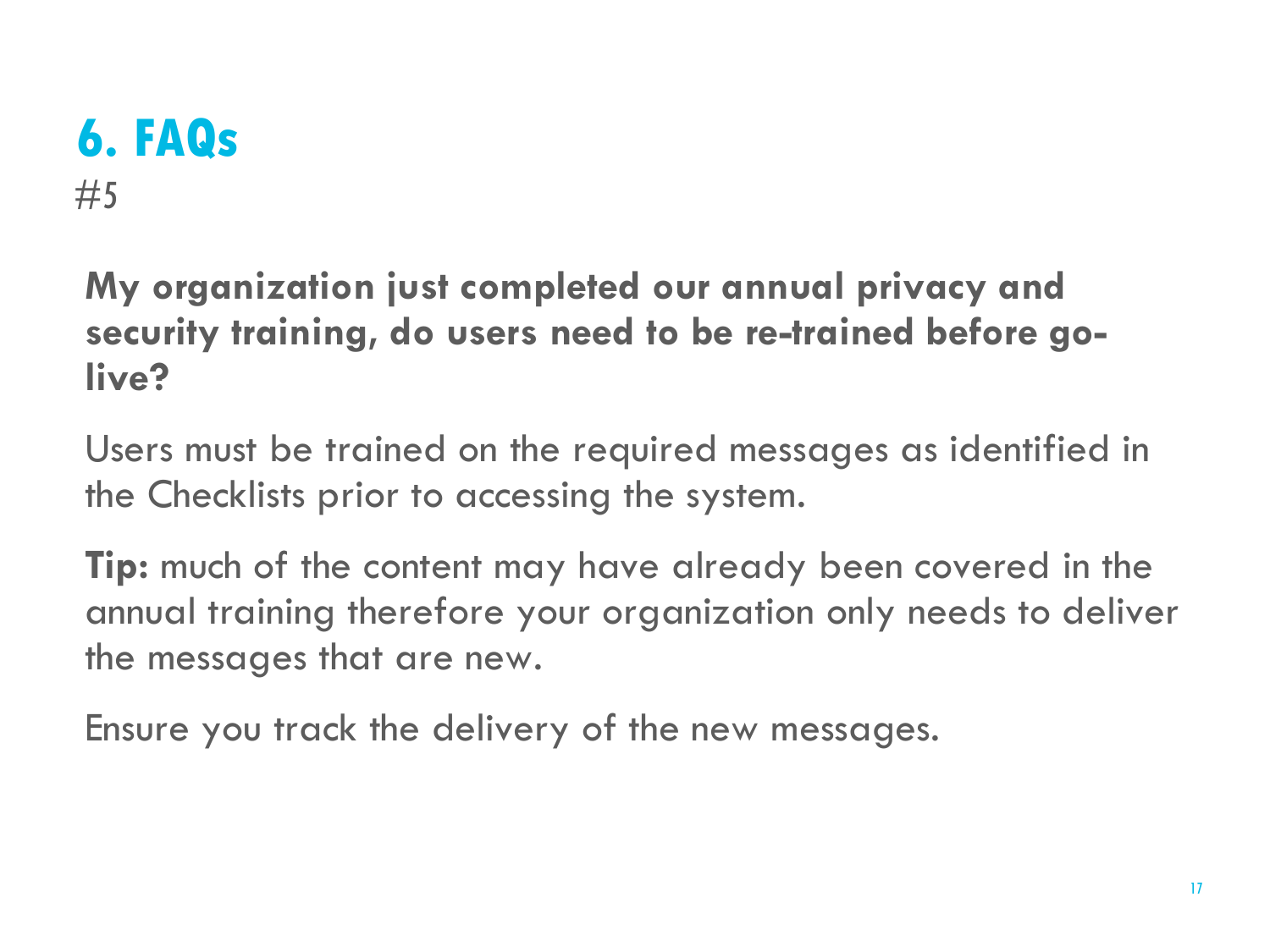# 6. FAQs

#5

**My organization just completed our annual privacy and security training, do users need to be re-trained before go-live?**

Users must be trained on the required messages as identified in the Checklists prior to accessing the system.

**Tip:** much of the content may have already been covered in the annual training therefore your organization only needs to deliver the messages that are new.

Ensure you track the delivery of the new messages.